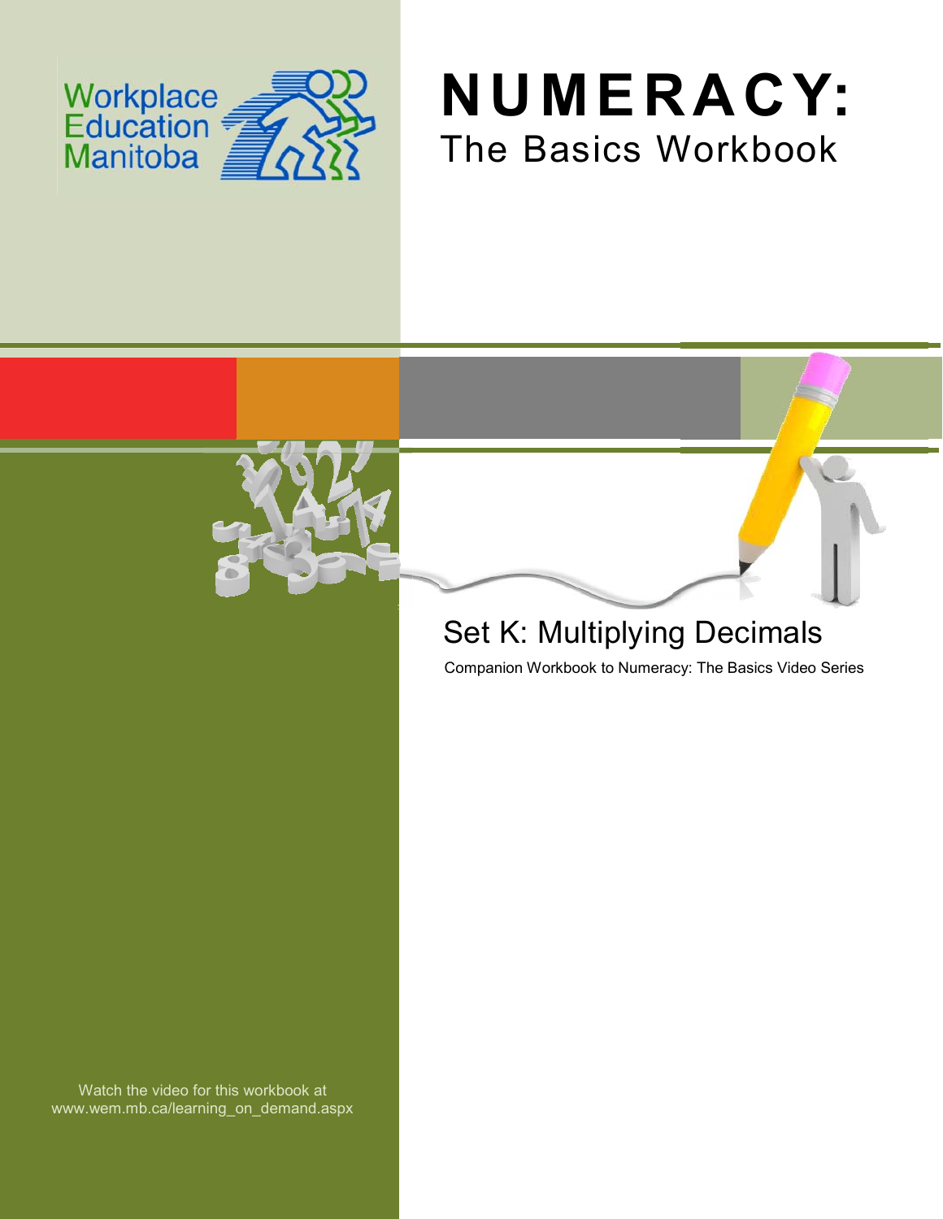Workplace Education Manitoba

# NUMERACY:

## The Basics Workbook

## Set K: Multiplying Decimals

Companion Workbook to Numeracy: The Basics Video Series

Watch the video for this workbook at www.wem.mb.ca/learning_on_demand.aspx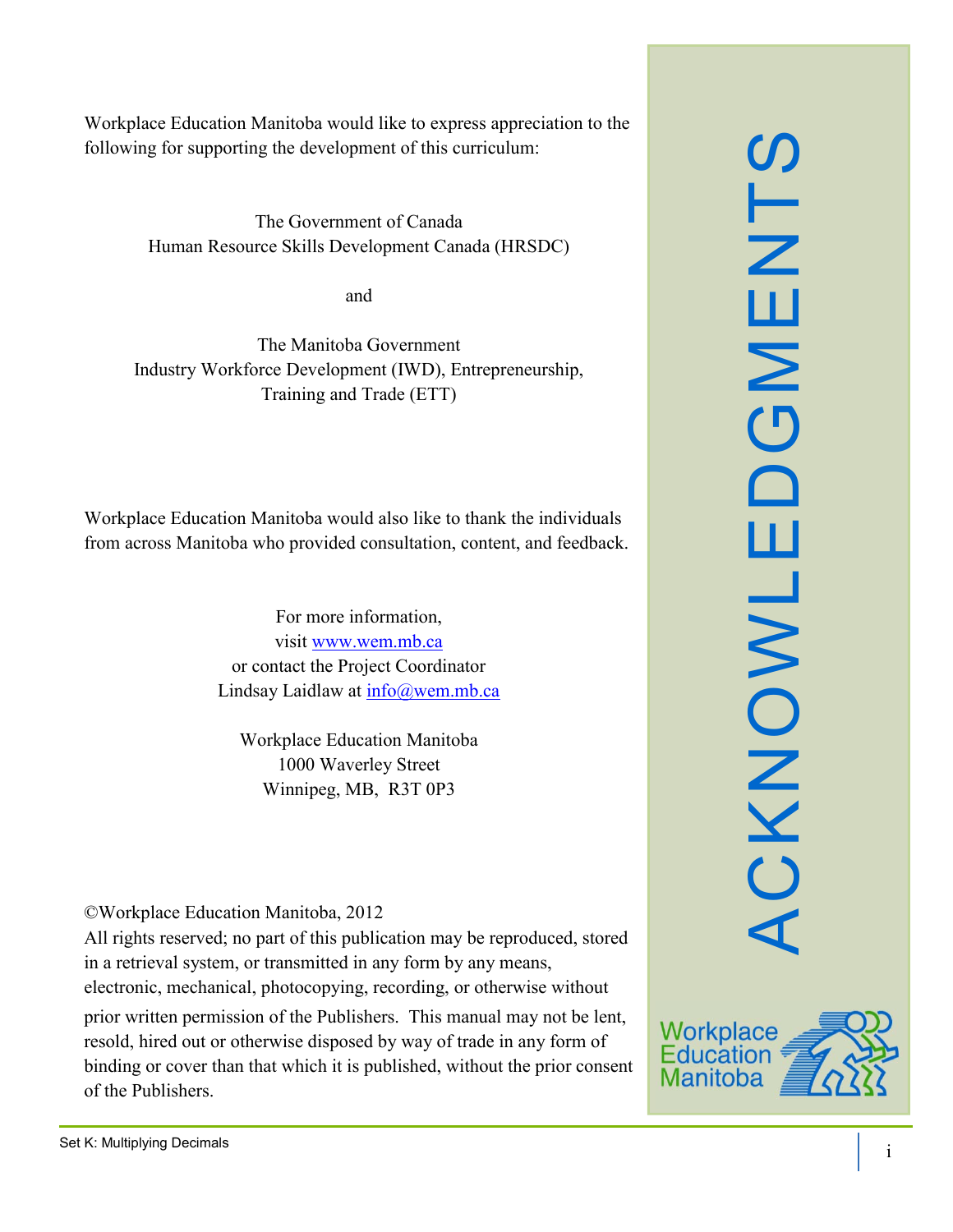# ACKNOWLEDGMENTS

Workplace Education Manitoba would like to express appreciation to the following for supporting the development of this curriculum:

The Government of Canada
Human Resource Skills Development Canada (HRSDC)

and

The Manitoba Government
Industry Workforce Development (IWD), Entrepreneurship, Training and Trade (ETT)

Workplace Education Manitoba would also like to thank the individuals from across Manitoba who provided consultation, content, and feedback.

For more information,
visit www.wem.mb.ca
or contact the Project Coordinator
Lindsay Laidlaw at info@wem.mb.ca

Workplace Education Manitoba
1000 Waverley Street
Winnipeg, MB, R3T 0P3

©Workplace Education Manitoba, 2012
All rights reserved; no part of this publication may be reproduced, stored in a retrieval system, or transmitted in any form by any means, electronic, mechanical, photocopying, recording, or otherwise without prior written permission of the Publishers. This manual may not be lent, resold, hired out or otherwise disposed by way of trade in any form of binding or cover than that which it is published, without the prior consent of the Publishers.

Workplace Education Manitoba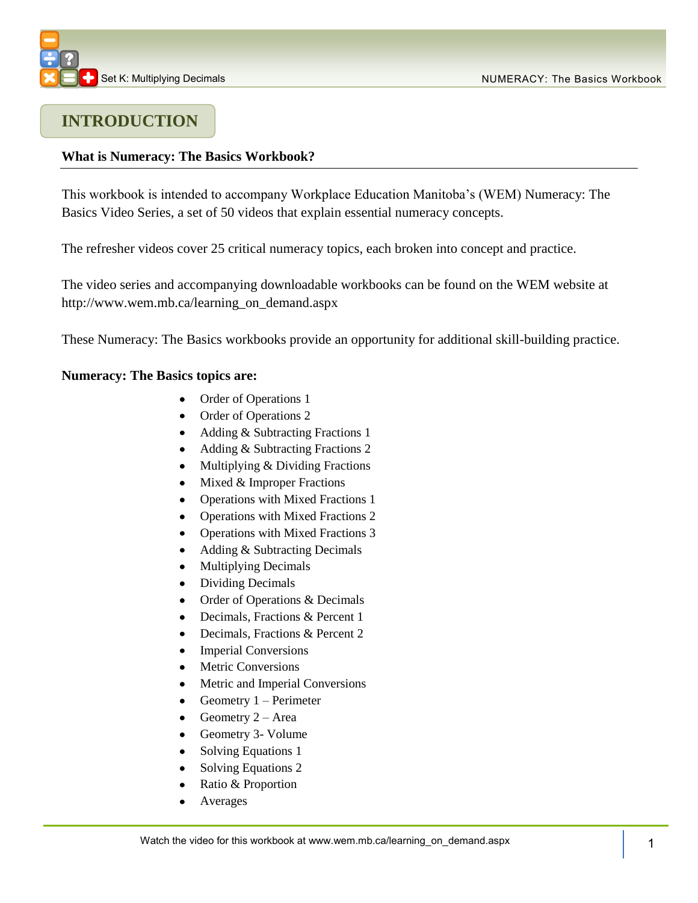# INTRODUCTION

**What is Numeracy: The Basics Workbook?**

This workbook is intended to accompany Workplace Education Manitoba's (WEM) Numeracy: The Basics Video Series, a set of 50 videos that explain essential numeracy concepts.

The refresher videos cover 25 critical numeracy topics, each broken into concept and practice.

The video series and accompanying downloadable workbooks can be found on the WEM website at http://www.wem.mb.ca/learning_on_demand.aspx

These Numeracy: The Basics workbooks provide an opportunity for additional skill-building practice.

**Numeracy: The Basics topics are:**

- Order of Operations 1
- Order of Operations 2
- Adding & Subtracting Fractions 1
- Adding & Subtracting Fractions 2
- Multiplying & Dividing Fractions
- Mixed & Improper Fractions
- Operations with Mixed Fractions 1
- Operations with Mixed Fractions 2
- Operations with Mixed Fractions 3
- Adding & Subtracting Decimals
- Multiplying Decimals
- Dividing Decimals
- Order of Operations & Decimals
- Decimals, Fractions & Percent 1
- Decimals, Fractions & Percent 2
- Imperial Conversions
- Metric Conversions
- Metric and Imperial Conversions
- Geometry 1 – Perimeter
- Geometry 2 – Area
- Geometry 3- Volume
- Solving Equations 1
- Solving Equations 2
- Ratio & Proportion
- Averages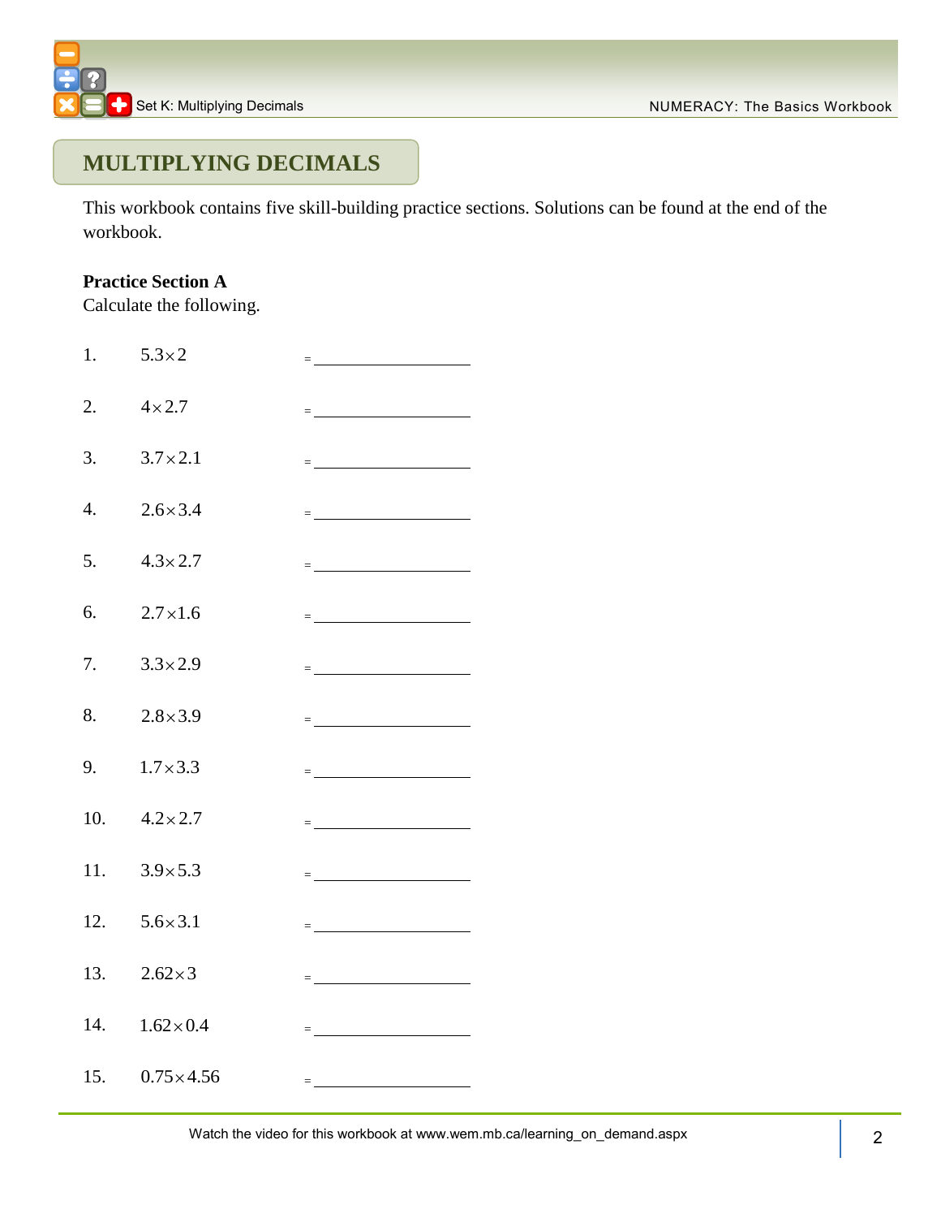## MULTIPLYING DECIMALS

This workbook contains five skill-building practice sections. Solutions can be found at the end of the workbook.

**Practice Section A**

Calculate the following.

1. $5.3 \times 2$ = ____________
2. $4 \times 2.7$ = ____________
3. $3.7 \times 2.1$ = ____________
4. $2.6 \times 3.4$ = ____________
5. $4.3 \times 2.7$ = ____________
6. $2.7 \times 1.6$ = ____________
7. $3.3 \times 2.9$ = ____________
8. $2.8 \times 3.9$ = ____________
9. $1.7 \times 3.3$ = ____________
10. $4.2 \times 2.7$ = ____________
11. $3.9 \times 5.3$ = ____________
12. $5.6 \times 3.1$ = ____________
13. $2.62 \times 3$ = ____________
14. $1.62 \times 0.4$ = ____________
15. $0.75 \times 4.56$ = ____________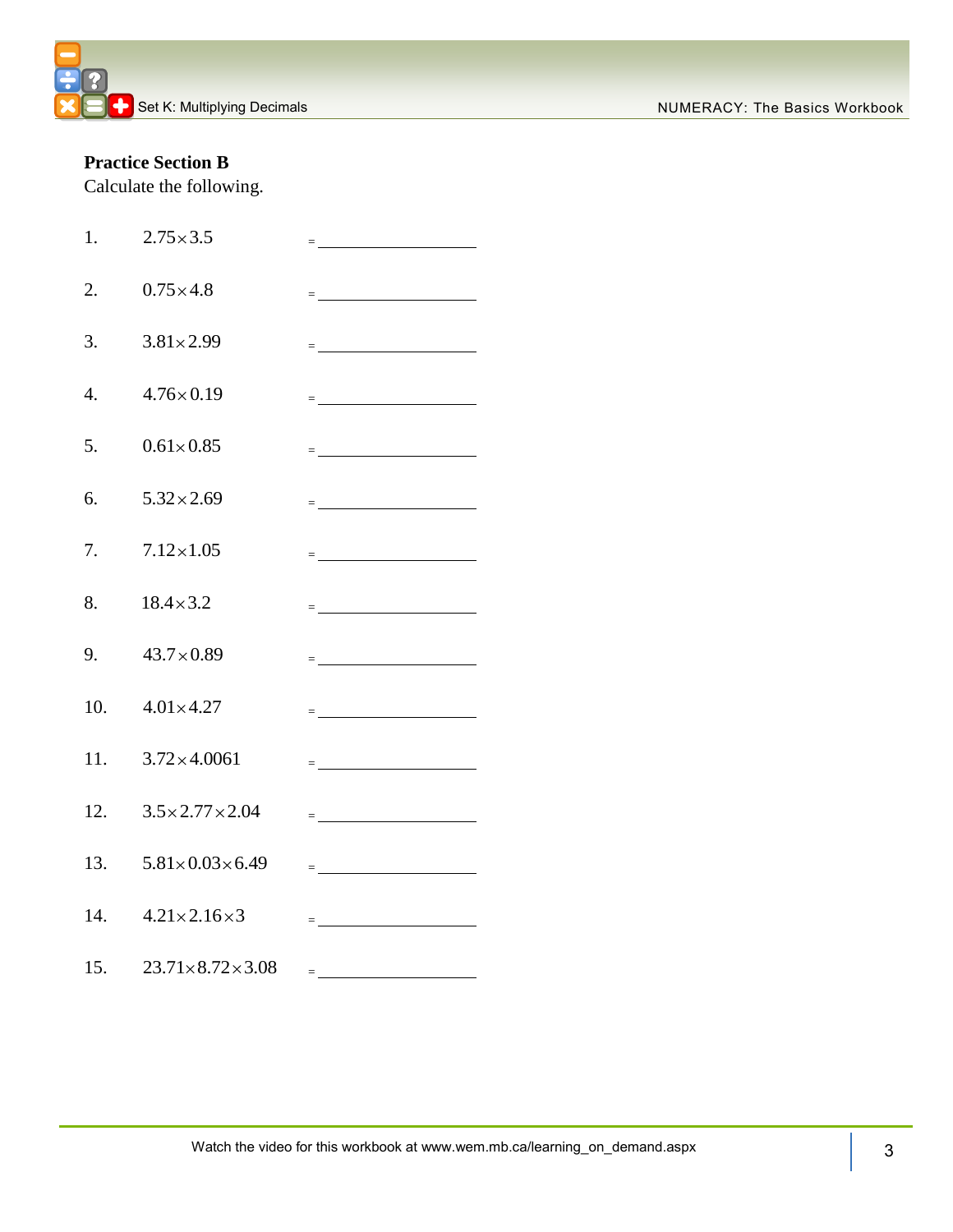**Practice Section B**

Calculate the following.

1. $2.75 \times 3.5$ = ____________
2. $0.75 \times 4.8$ = ____________
3. $3.81 \times 2.99$ = ____________
4. $4.76 \times 0.19$ = ____________
5. $0.61 \times 0.85$ = ____________
6. $5.32 \times 2.69$ = ____________
7. $7.12 \times 1.05$ = ____________
8. $18.4 \times 3.2$ = ____________
9. $43.7 \times 0.89$ = ____________
10. $4.01 \times 4.27$ = ____________
11. $3.72 \times 4.0061$ = ____________
12. $3.5 \times 2.77 \times 2.04$ = ____________
13. $5.81 \times 0.03 \times 6.49$ = ____________
14. $4.21 \times 2.16 \times 3$ = ____________
15. $23.71 \times 8.72 \times 3.08$ = ____________

Watch the video for this workbook at www.wem.mb.ca/learning_on_demand.aspx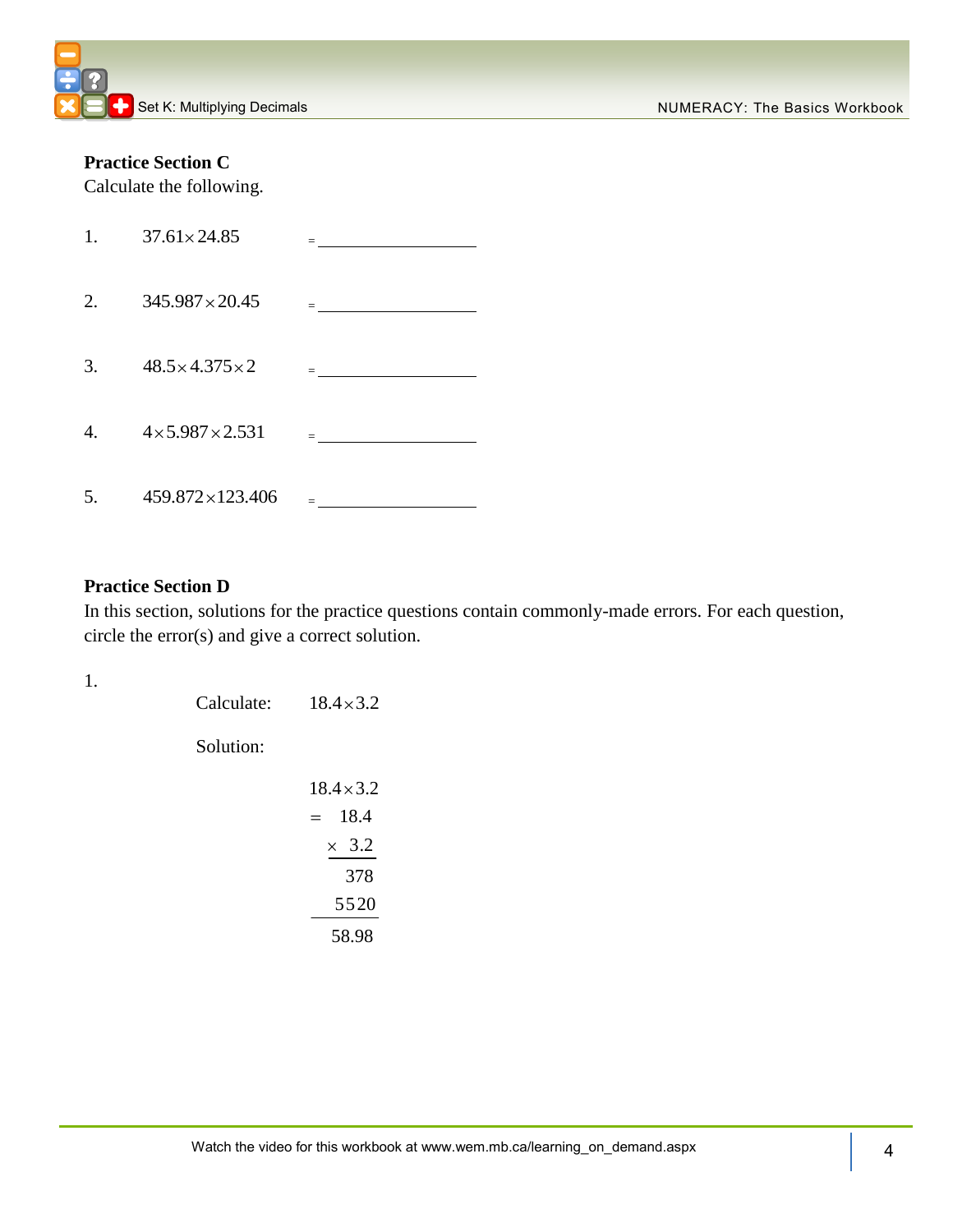**Practice Section C**

Calculate the following.

1. $37.61 \times 24.85$ = ____________

2. $345.987 \times 20.45$ = ____________

3. $48.5 \times 4.375 \times 2$ = ____________

4. $4 \times 5.987 \times 2.531$ = ____________

5. $459.872 \times 123.406$ = ____________

**Practice Section D**

In this section, solutions for the practice questions contain commonly-made errors. For each question, circle the error(s) and give a correct solution.

1.

Calculate: $18.4 \times 3.2$

Solution:

$$
\begin{array}{r}
18.4 \times 3.2 \\
= \quad 18.4 \\
\times \quad 3.2 \\
\hline
378 \\
5520 \\
\hline
58.98
\end{array}
$$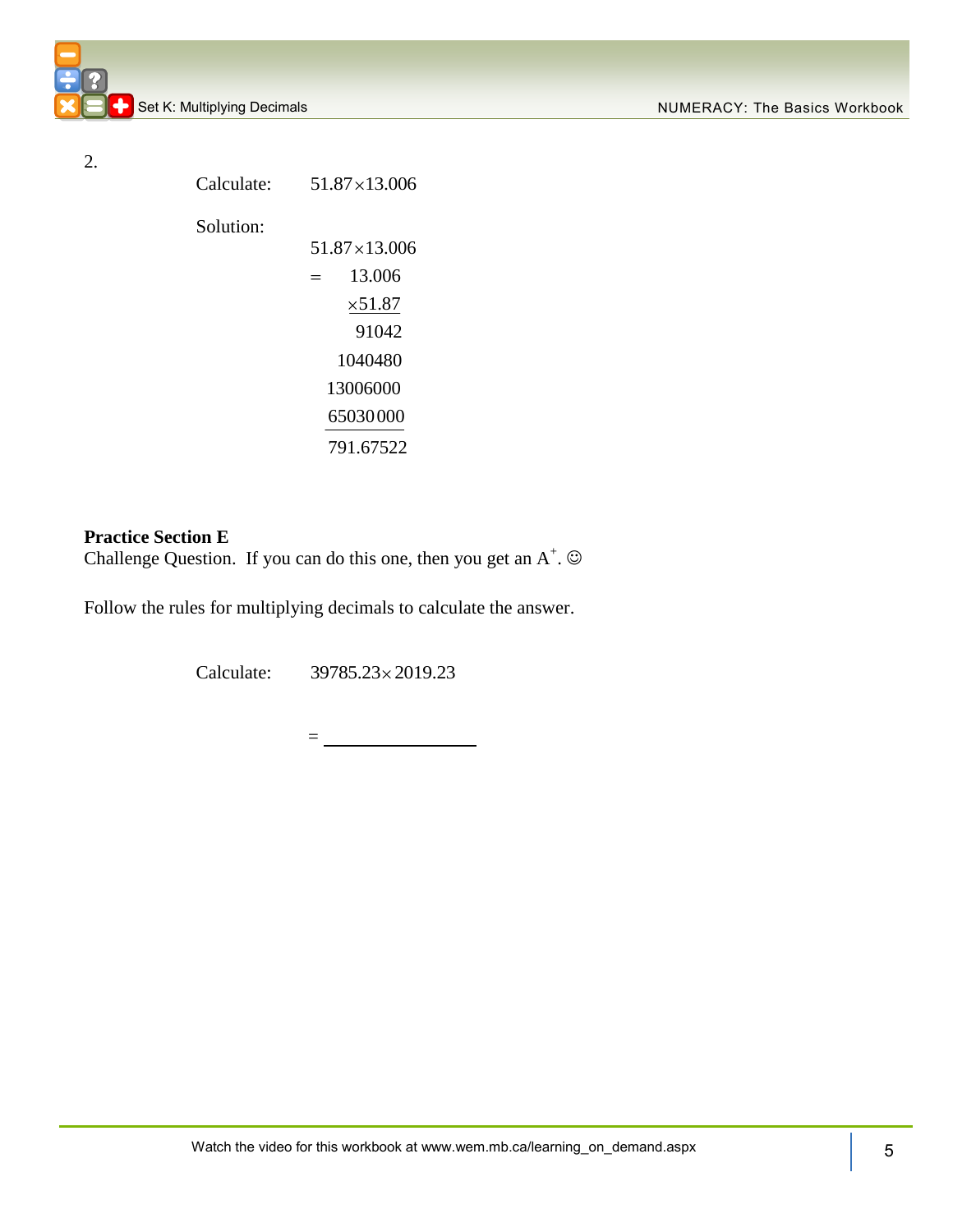2.

Calculate: $51.87 \times 13.006$

Solution:

$$
\begin{array}{rr}
 & 51.87 \times 13.006 \\
= & 13.006 \\
 & \underline{\times 51.87} \\
 & 91042 \\
 & 1040480 \\
 & 13006000 \\
 & \underline{65030000} \\
 & 791.67522
\end{array}
$$

**Practice Section E**

Challenge Question. If you can do this one, then you get an $A^+$. ☺

Follow the rules for multiplying decimals to calculate the answer.

Calculate: $39785.23 \times 2019.23$

= ________________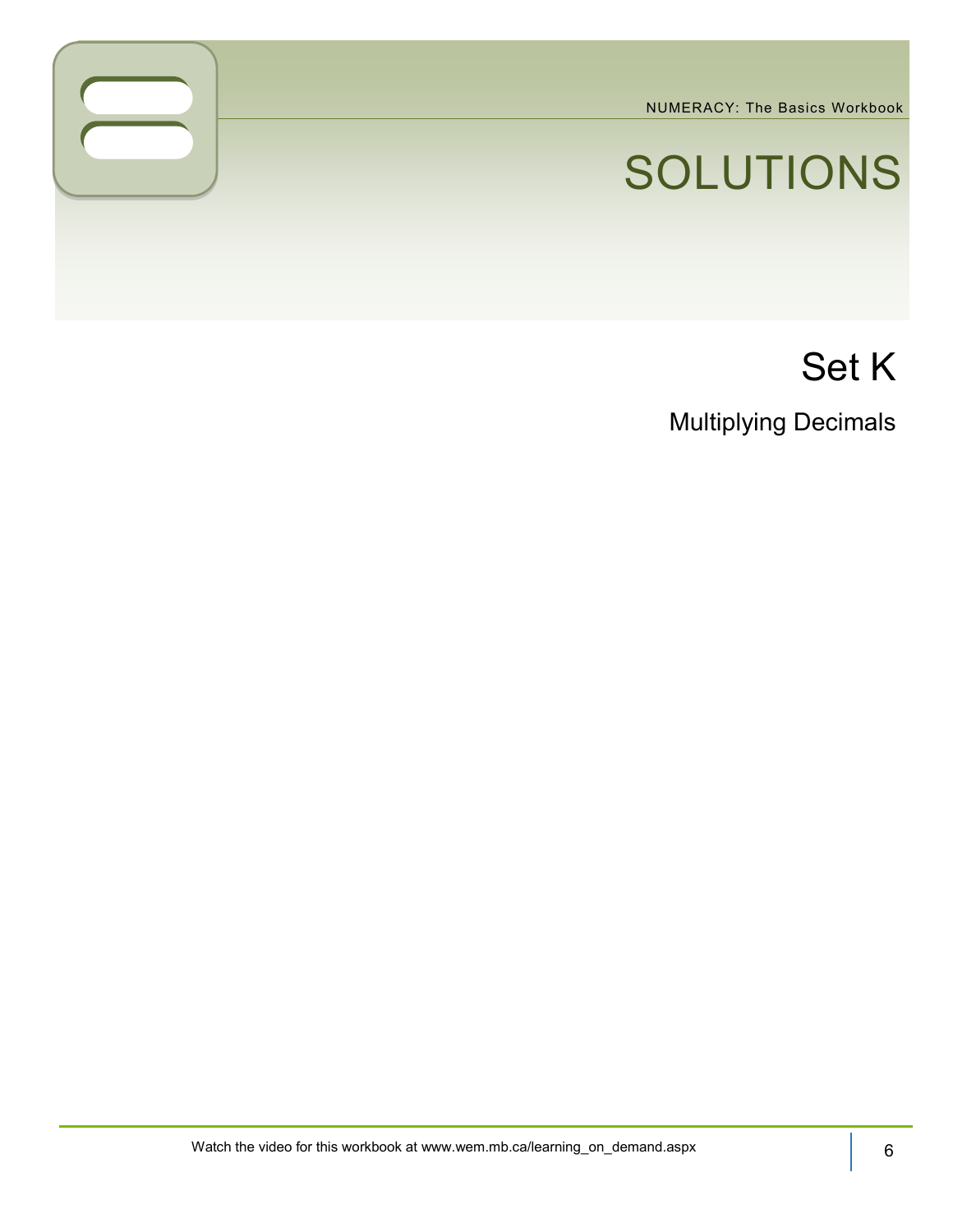# SOLUTIONS

## Set K

### Multiplying Decimals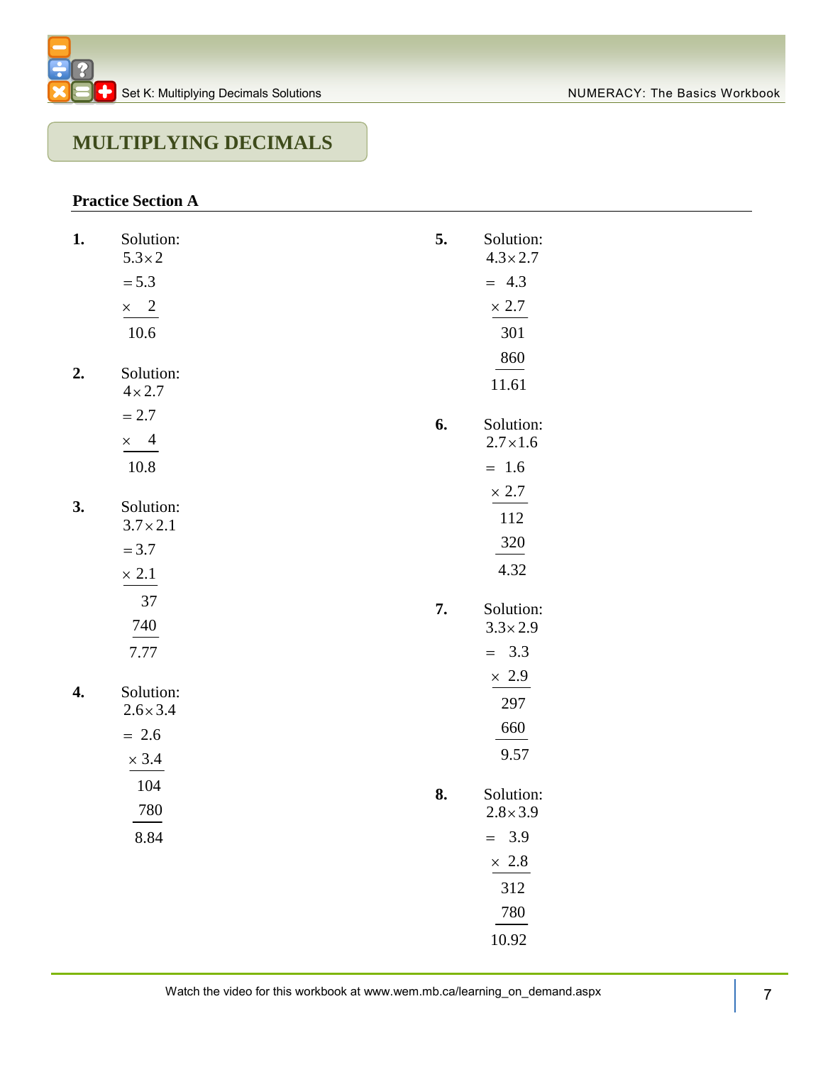# MULTIPLYING DECIMALS

## Practice Section A

**1.** Solution:

$$5.3 \times 2$$
$$= \begin{array}{r} 5.3 \\ \times \quad 2 \\ \hline 10.6 \end{array}$$

**2.** Solution:

$$4 \times 2.7$$
$$= \begin{array}{r} 2.7 \\ \times \quad 4 \\ \hline 10.8 \end{array}$$

**3.** Solution:

$$3.7 \times 2.1$$
$$= \begin{array}{r} 3.7 \\ \times \ 2.1 \\ \hline 37 \\ 740 \\ \hline 7.77 \end{array}$$

**4.** Solution:

$$2.6 \times 3.4$$
$$= \begin{array}{r} 2.6 \\ \times \ 3.4 \\ \hline 104 \\ 780 \\ \hline 8.84 \end{array}$$

**5.** Solution:

$$4.3 \times 2.7$$
$$= \begin{array}{r} 4.3 \\ \times \ 2.7 \\ \hline 301 \\ 860 \\ \hline 11.61 \end{array}$$

**6.** Solution:

$$2.7 \times 1.6$$
$$= \begin{array}{r} 1.6 \\ \times \ 2.7 \\ \hline 112 \\ 320 \\ \hline 4.32 \end{array}$$

**7.** Solution:

$$3.3 \times 2.9$$
$$= \begin{array}{r} 3.3 \\ \times \ 2.9 \\ \hline 297 \\ 660 \\ \hline 9.57 \end{array}$$

**8.** Solution:

$$2.8 \times 3.9$$
$$= \begin{array}{r} 3.9 \\ \times \ 2.8 \\ \hline 312 \\ 780 \\ \hline 10.92 \end{array}$$

Watch the video for this workbook at www.wem.mb.ca/learning_on_demand.aspx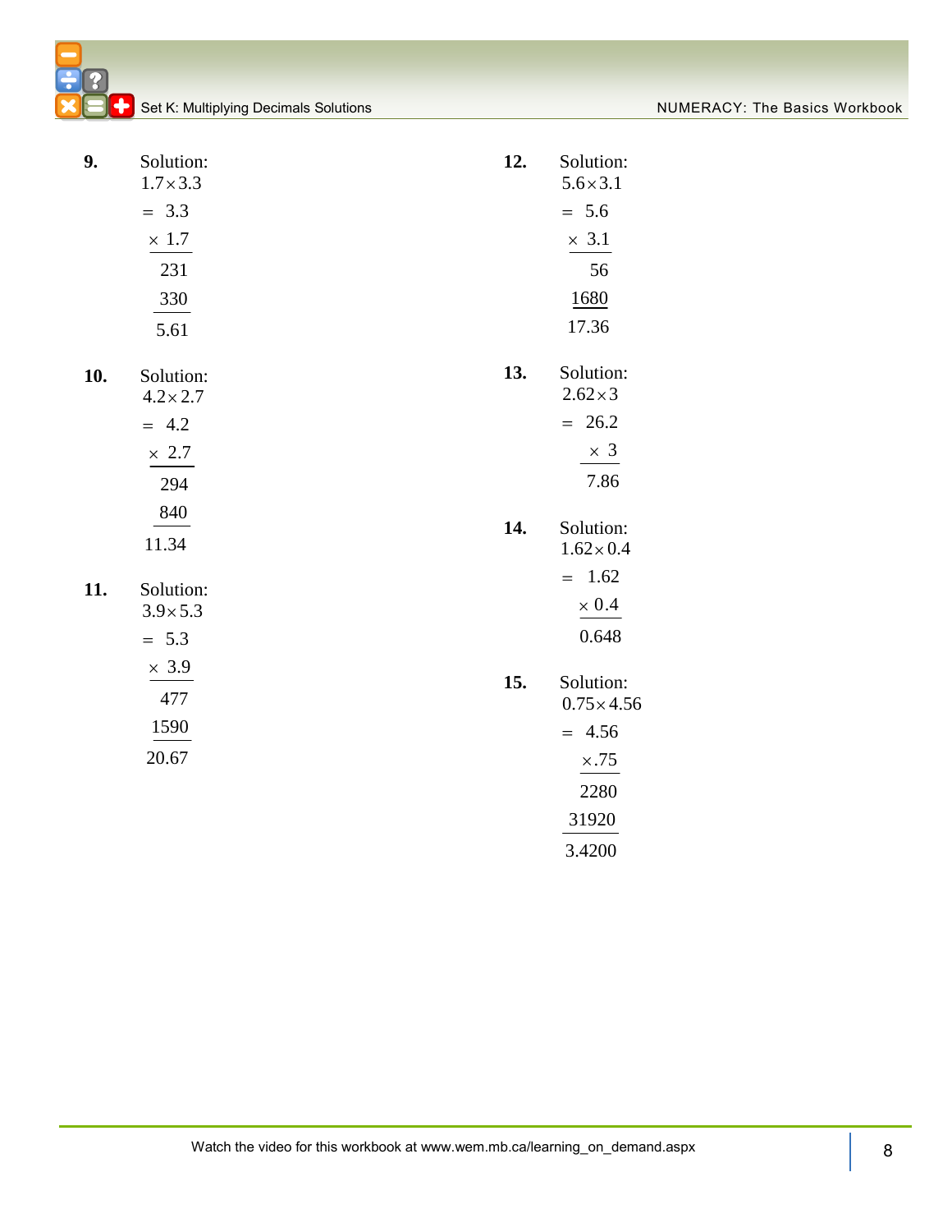**9.** Solution:

$$
\begin{array}{r}
1.7 \times 3.3 \\
= \; 3.3 \\
\times \; 1.7 \\
\hline
231 \\
330 \\
\hline
5.61
\end{array}
$$

**10.** Solution:

$$
\begin{array}{r}
4.2 \times 2.7 \\
= \; 4.2 \\
\times \; 2.7 \\
\hline
294 \\
840 \\
\hline
11.34
\end{array}
$$

**11.** Solution:

$$
\begin{array}{r}
3.9 \times 5.3 \\
= \; 5.3 \\
\times \; 3.9 \\
\hline
477 \\
1590 \\
\hline
20.67
\end{array}
$$

**12.** Solution:

$$
\begin{array}{r}
5.6 \times 3.1 \\
= \; 5.6 \\
\times \; 3.1 \\
\hline
56 \\
\underline{1680} \\
17.36
\end{array}
$$

**13.** Solution:

$$
\begin{array}{r}
2.62 \times 3 \\
= \; 26.2 \\
\times \; 3 \\
\hline
7.86
\end{array}
$$

**14.** Solution:

$$
\begin{array}{r}
1.62 \times 0.4 \\
= \; 1.62 \\
\times \; 0.4 \\
\hline
0.648
\end{array}
$$

**15.** Solution:

$$
\begin{array}{r}
0.75 \times 4.56 \\
= \; 4.56 \\
\times .75 \\
\hline
2280 \\
31920 \\
\hline
3.4200
\end{array}
$$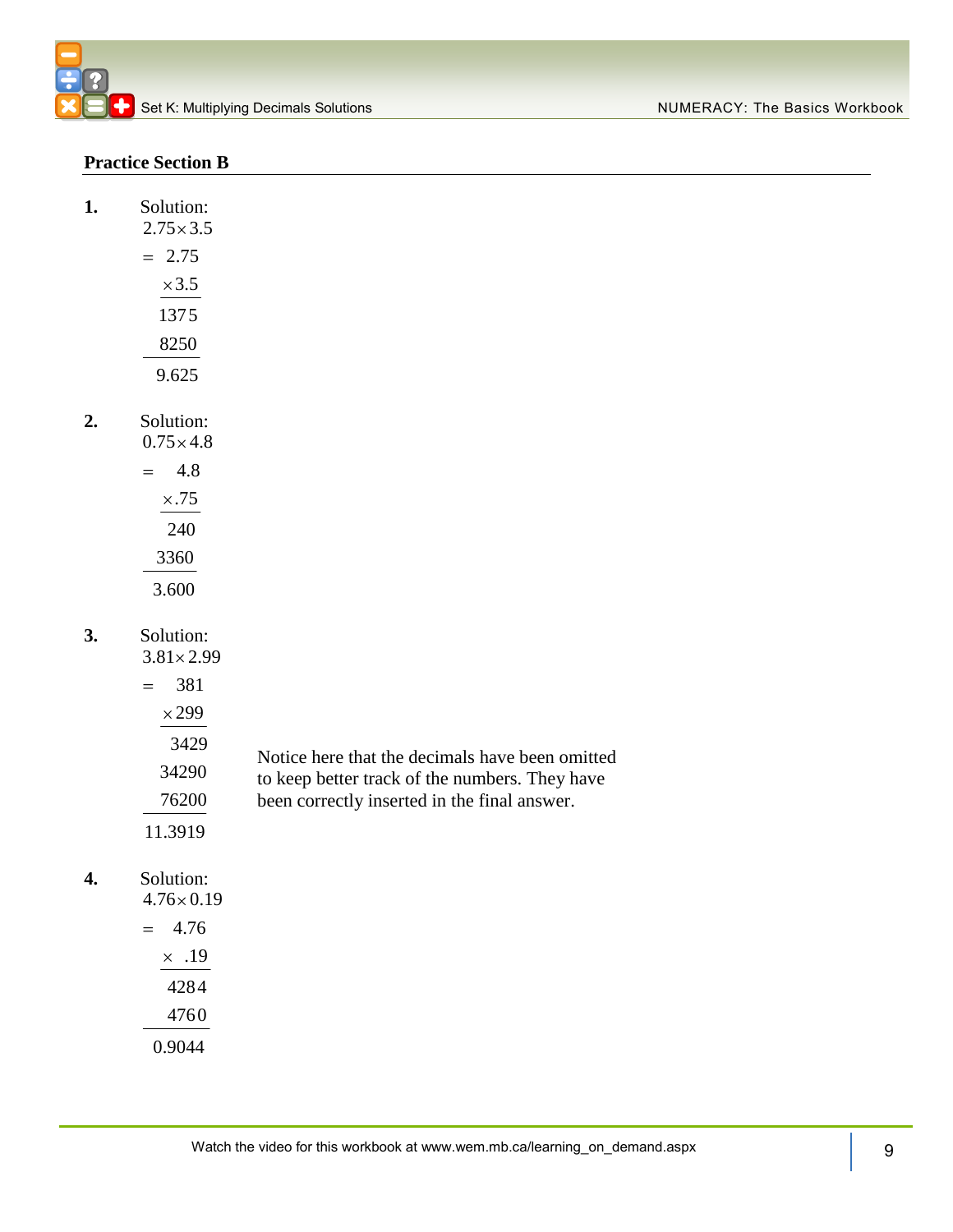## Practice Section B

**1.** Solution:

$$
\begin{array}{r}
2.75 \times 3.5 \\
= \quad 2.75 \\
\times 3.5 \\
\hline
1375 \\
8250 \\
\hline
9.625
\end{array}
$$

**2.** Solution:

$$
\begin{array}{r}
0.75 \times 4.8 \\
= \quad 4.8 \\
\times .75 \\
\hline
240 \\
3360 \\
\hline
3.600
\end{array}
$$

**3.** Solution:

$$
\begin{array}{r}
3.81 \times 2.99 \\
= \quad 381 \\
\times 299 \\
\hline
3429 \\
34290 \\
76200 \\
\hline
11.3919
\end{array}
$$

Notice here that the decimals have been omitted to keep better track of the numbers. They have been correctly inserted in the final answer.

**4.** Solution:

$$
\begin{array}{r}
4.76 \times 0.19 \\
= \quad 4.76 \\
\times \ .19 \\
\hline
4284 \\
4760 \\
\hline
0.9044
\end{array}
$$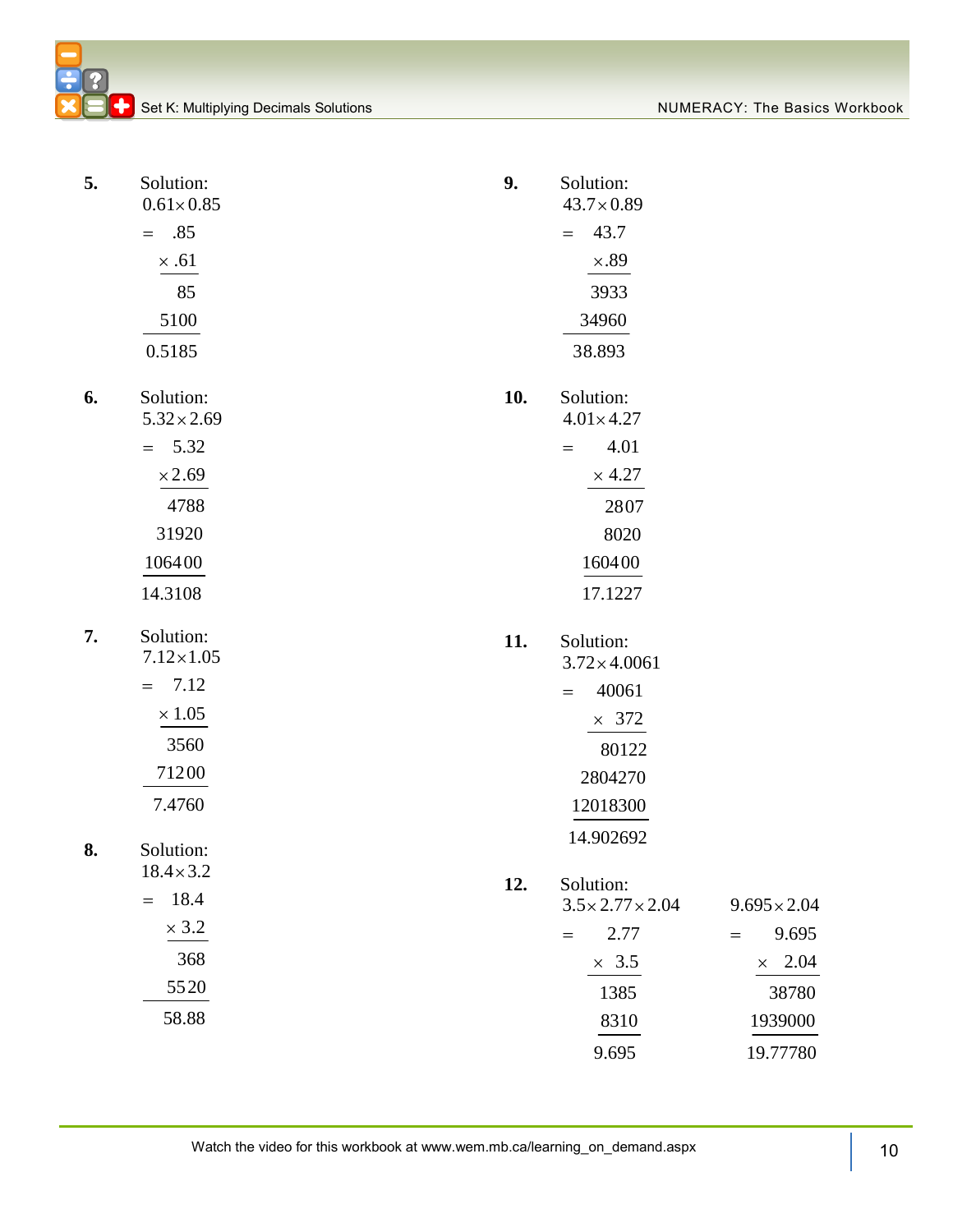**5.** Solution:

$0.61 \times 0.85$

$$
\begin{array}{r}
= \quad .85 \\
\times .61 \\
\hline
85 \\
5100 \\
\hline
0.5185
\end{array}
$$

**6.** Solution:

$5.32 \times 2.69$

$$
\begin{array}{r}
= \quad 5.32 \\
\times 2.69 \\
\hline
4788 \\
31920 \\
106400 \\
\hline
14.3108
\end{array}
$$

**7.** Solution:

$7.12 \times 1.05$

$$
\begin{array}{r}
= \quad 7.12 \\
\times 1.05 \\
\hline
3560 \\
71200 \\
\hline
7.4760
\end{array}
$$

**8.** Solution:

$18.4 \times 3.2$

$$
\begin{array}{r}
= \quad 18.4 \\
\times 3.2 \\
\hline
368 \\
5520 \\
\hline
58.88
\end{array}
$$

**9.** Solution:

$43.7 \times 0.89$

$$
\begin{array}{r}
= \quad 43.7 \\
\times .89 \\
\hline
3933 \\
34960 \\
\hline
38.893
\end{array}
$$

**10.** Solution:

$4.01 \times 4.27$

$$
\begin{array}{r}
= \quad 4.01 \\
\times 4.27 \\
\hline
2807 \\
8020 \\
160400 \\
\hline
17.1227
\end{array}
$$

**11.** Solution:

$3.72 \times 4.0061$

$$
\begin{array}{r}
= \quad 40061 \\
\times \ 372 \\
\hline
80122 \\
2804270 \\
12018300 \\
\hline
14.902692
\end{array}
$$

**12.** Solution:

$3.5 \times 2.77 \times 2.04$

$$
\begin{array}{r}
= \quad 2.77 \\
\times \ 3.5 \\
\hline
1385 \\
8310 \\
\hline
9.695
\end{array}
$$

$9.695 \times 2.04$

$$
\begin{array}{r}
= \quad 9.695 \\
\times \ 2.04 \\
\hline
38780 \\
1939000 \\
\hline
19.77780
\end{array}
$$

Watch the video for this workbook at www.wem.mb.ca/learning_on_demand.aspx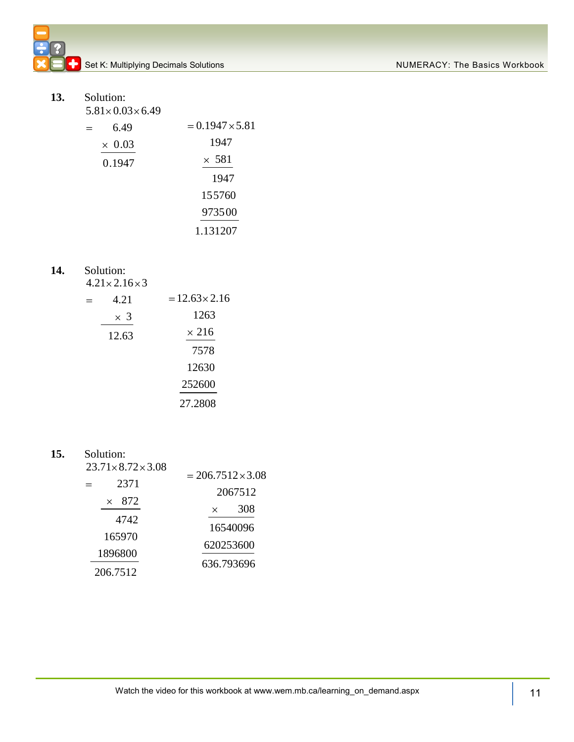**13.** Solution:

$5.81 \times 0.03 \times 6.49$

$$= \begin{array}{r} 6.49 \\ \times\ 0.03 \\ \hline 0.1947 \end{array}$$

$$= 0.1947 \times 5.81$$

$$\begin{array}{r} 1947 \\ \times\ 581 \\ \hline 1947 \\ 155760 \\ 973500 \\ \hline 1.131207 \end{array}$$

**14.** Solution:

$4.21 \times 2.16 \times 3$

$$= \begin{array}{r} 4.21 \\ \times\ 3 \\ \hline 12.63 \end{array}$$

$$= 12.63 \times 2.16$$

$$\begin{array}{r} 1263 \\ \times\ 216 \\ \hline 7578 \\ 12630 \\ 252600 \\ \hline 27.2808 \end{array}$$

**15.** Solution:

$23.71 \times 8.72 \times 3.08$

$$= \begin{array}{r} 2371 \\ \times\ 872 \\ \hline 4742 \\ 165970 \\ 1896800 \\ \hline 206.7512 \end{array}$$

$$= 206.7512 \times 3.08$$

$$\begin{array}{r} 2067512 \\ \times\ 308 \\ \hline 16540096 \\ 620253600 \\ \hline 636.793696 \end{array}$$

Watch the video for this workbook at www.wem.mb.ca/learning_on_demand.aspx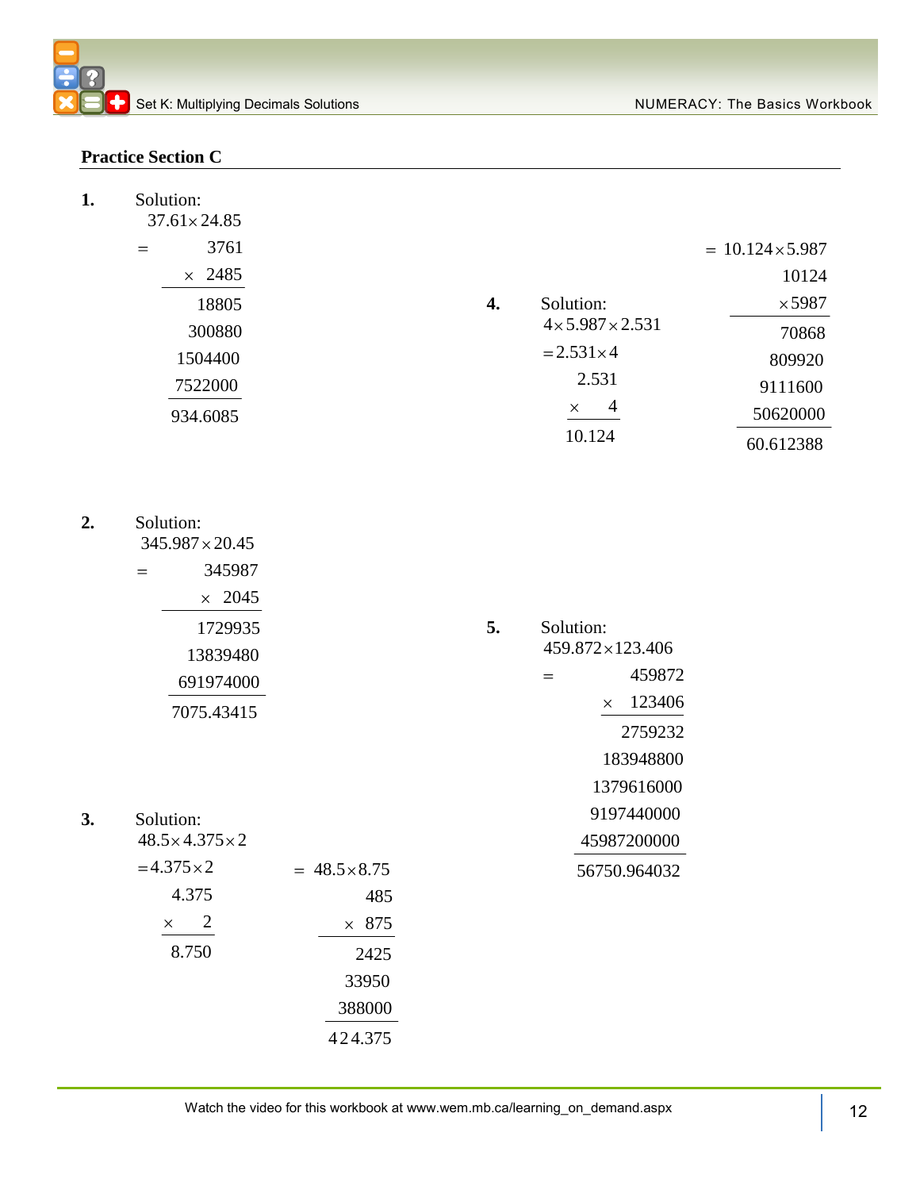## Practice Section C

**1.** Solution:

$37.61 \times 24.85$

$$
\begin{array}{r}
= \quad 3761 \\
\times \quad 2485 \\
\hline
18805 \\
300880 \\
1504400 \\
7522000 \\
\hline
934.6085
\end{array}
$$

**2.** Solution:

$345.987 \times 20.45$

$$
\begin{array}{r}
= \quad 345987 \\
\times \quad 2045 \\
\hline
1729935 \\
13839480 \\
691974000 \\
\hline
7075.43415
\end{array}
$$

**3.** Solution:

$48.5 \times 4.375 \times 2$

$= 4.375 \times 2$

$$
\begin{array}{r}
4.375 \\
\times \quad 2 \\
\hline
8.750
\end{array}
$$

$= 48.5 \times 8.75$

$$
\begin{array}{r}
485 \\
\times \quad 875 \\
\hline
2425 \\
33950 \\
388000 \\
\hline
424.375
\end{array}
$$

**4.** Solution:

$4 \times 5.987 \times 2.531$

$= 2.531 \times 4$

$$
\begin{array}{r}
2.531 \\
\times \quad 4 \\
\hline
10.124
\end{array}
$$

$= 10.124 \times 5.987$

$$
\begin{array}{r}
10124 \\
\times 5987 \\
\hline
70868 \\
809920 \\
9111600 \\
50620000 \\
\hline
60.612388
\end{array}
$$

**5.** Solution:

$459.872 \times 123.406$

$$
\begin{array}{r}
= \quad 459872 \\
\times \quad 123406 \\
\hline
2759232 \\
183948800 \\
1379616000 \\
9197440000 \\
45987200000 \\
\hline
56750.964032
\end{array}
$$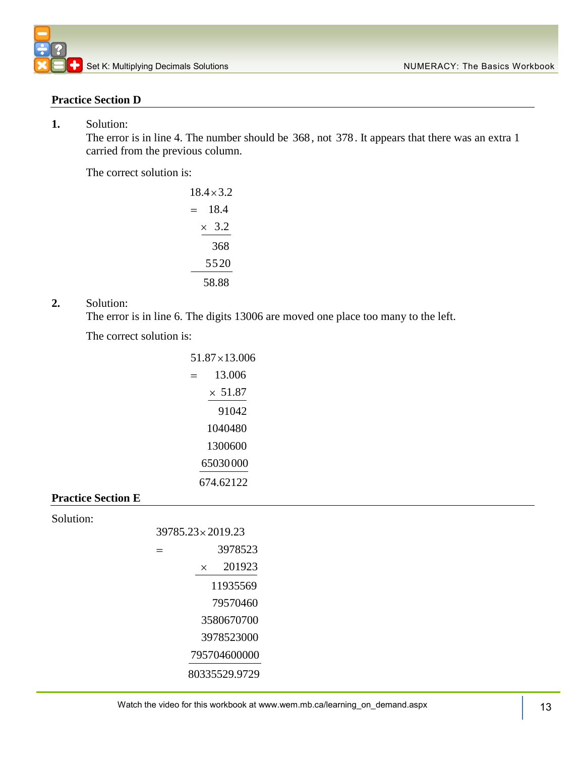## Practice Section D

**1.** Solution:
The error is in line 4. The number should be 368, not 378. It appears that there was an extra 1 carried from the previous column.

The correct solution is:

$$
\begin{array}{r}
18.4 \times 3.2 \\
= \quad 18.4 \\
\times \quad 3.2 \\
\hline
368 \\
5520 \\
\hline
58.88
\end{array}
$$

**2.** Solution:
The error is in line 6. The digits 13006 are moved one place too many to the left.

The correct solution is:

$$
\begin{array}{r}
51.87 \times 13.006 \\
= \quad 13.006 \\
\times \quad 51.87 \\
\hline
91042 \\
1040480 \\
1300600 \\
65030000 \\
\hline
674.62122
\end{array}
$$

## Practice Section E

Solution:

$$
\begin{array}{r}
39785.23 \times 2019.23 \\
= \quad 3978523 \\
\times \quad 201923 \\
\hline
11935569 \\
79570460 \\
3580670700 \\
3978523000 \\
795704600000 \\
\hline
80335529.9729
\end{array}
$$